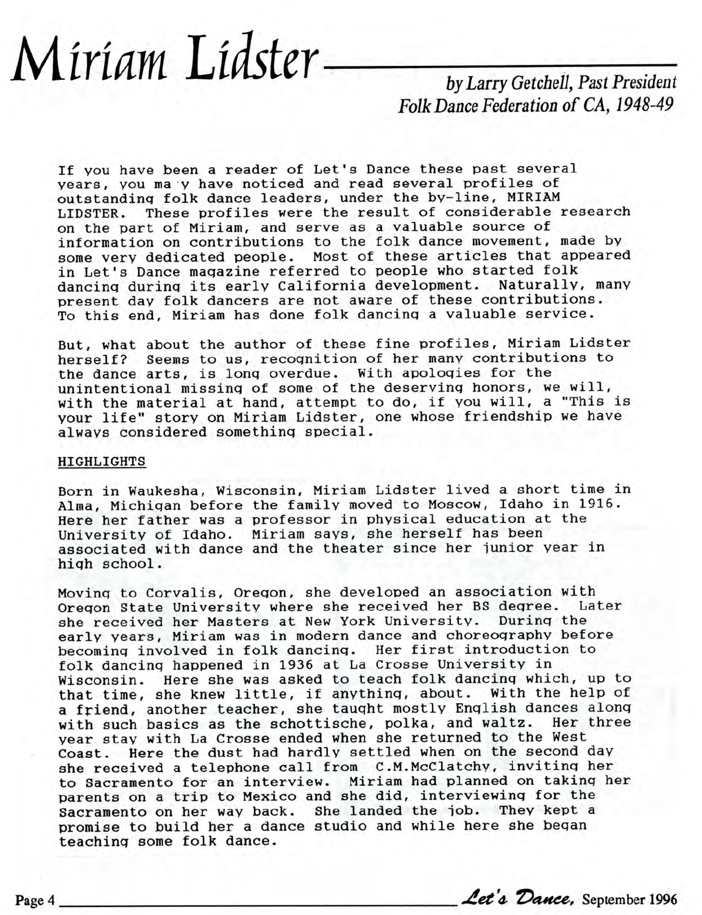# Miriam Lidster

*by Larry Getchell, Past President Folk Dance Federation of CA, 1948-49*

If you have been a reader of Let's Dance these past several years, you ma y have noticed and read several profiles of outstanding folk dance leaders, under the by-line, MIRIAM LIDSTER. These profiles were the result of considerable research on the part of Miriam, and serve as a valuable source of information on contributions to the folk dance movement, made by some very dedicated people. Most of these articles that appeared in Let's Dance magazine referred to people who started folk dancing during its early California development. Naturally, many present day folk dancers are not aware of these contributions. To this end, Miriam has done folk dancing a valuable service.

But, what about the author of these fine profiles, Miriam Lidster herself? Seems to us, recognition of her many contributions to the dance arts, is long overdue. With apologies for the unintentional missing of some of the deserving honors, we will, with the material at hand, attempt to do, if you will, a "This is your life" story on Miriam Lidster, one whose friendship we have always considered something special.

HIGHLIGHTS

Born in Waukesha, Wisconsin, Miriam Lidster lived a short time in Alma, Michigan before the family moved to Moscow, Idaho in 1916. Here her father was a professor in physical education at the University of Idaho. Miriam says, she herself has been associated with dance and the theater since her junior year in high school.

Moving to Corvalis, Oregon, she developed an association with Oregon State University where she received her BS degree. Later she received her Masters at New York University. During the early years, Miriam was in modern dance and choreography before becoming involved in folk dancing. Her first introduction to folk dancing happened in 1936 at La Crosse University in Wisconsin. Here she was asked to teach folk dancing which, up to that time, she knew little, if anything, about. With the help of a friend, another teacher, she taught mostly English dances along with such basics as the schottische, polka, and waltz. Her three year stay with La Crosse ended when she returned to the West Coast. Here the dust had hardly settled when on the second day she received a telephone call from C.M.McClatchy, inviting her to Sacramento for an interview. Miriam had planned on taking her parents on a trip to Mexico and she did, interviewing for the Sacramento on her way back. She landed the job. They kept a promise to build her a dance studio and while here she began teaching some folk dance.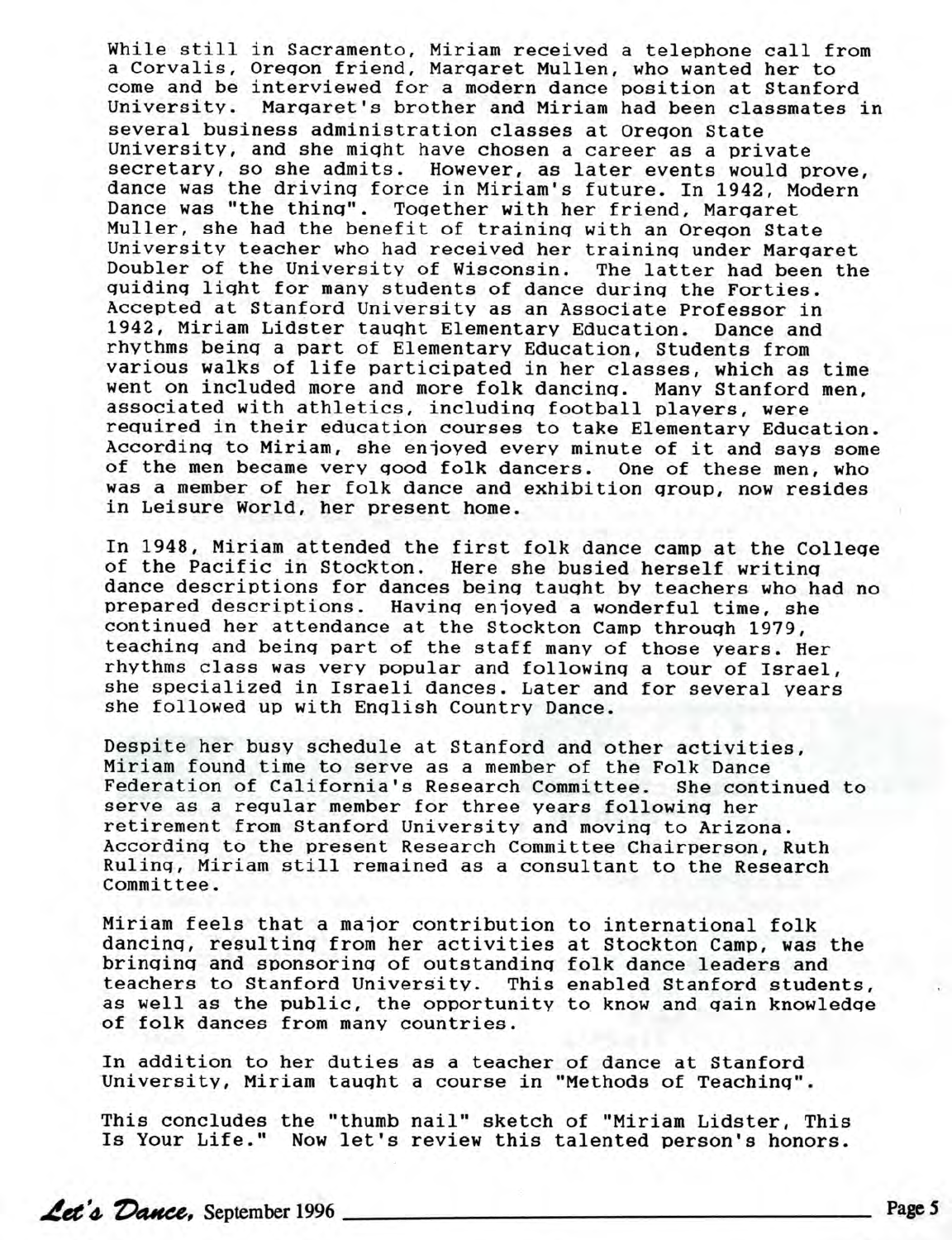While still in Sacramento, Miriam received a telephone call from a Corvalis, Oregon friend, Margaret Mullen, who wanted her to come and be interviewed for a modern dance position at Stanford University. Margaret's brother and Miriam had been classmates in several business administration classes at Oregon State University, and she might have chosen a career as a private secretary, so she admits. However, as later events would prove, dance was the driving force in Miriam's future. In 1942, Modern Dance was "the thing". Together with her friend, Margaret Muller, she had the benefit of training with an Oregon State University teacher who had received her training under Margaret Doubler of the University of Wisconsin. The latter had been the guiding light for many students of dance during the Forties. Accepted at Stanford University as an Associate Professor in 1942, Miriam Lidster taught Elementary Education. Dance and rhythms being a part of Elementary Education, Students from various walks of life participated in her classes, which as time went on included more and more folk dancing. Many Stanford men, associated with athletics, including football players, were required in their education courses to take Elementary Education. According to Miriam, she enjoyed every minute of it and says some of the men became very good folk dancers. One of these men, who was a member of her folk dance and exhibition group, now resides in Leisure World, her present home.

In 1948, Miriam attended the first folk dance camp at the College of the Pacific in Stockton. Here she busied herself writing dance descriptions for dances being taught by teachers who had no prepared descriptions. Having enjoyed a wonderful time, she continued her attendance at the Stockton Camp through 1979, teaching and being part of the staff many of those years. Her rhythms class was very popular and following a tour of Israel, she specialized in Israeli dances. Later and for several years she followed up with English Country Dance.

Despite her busy schedule at Stanford and other activities, Miriam found time to serve as a member of the Folk Dance Federation of California's Research Committee. She continued to serve as a regular member for three years following her retirement from Stanford University and moving to Arizona. According to the present Research Committee Chairperson, Ruth Ruling, Miriam still remained as a consultant to the Research Committee.

Miriam feels that a major contribution to international folk dancing, resulting from her activities at Stockton Camp, was the bringing and sponsoring of outstanding folk dance leaders and teachers to Stanford University. This enabled Stanford students, as well as the public, the opportunity to know and gain knowledge of folk dances from many countries.

In addition to her duties as a teacher of dance at Stanford University, Miriam taught a course in "Methods of Teaching".

This concludes the "thumb nail" sketch of "Miriam Lidster, This Is Your Life." Now let's review this talented person's honors.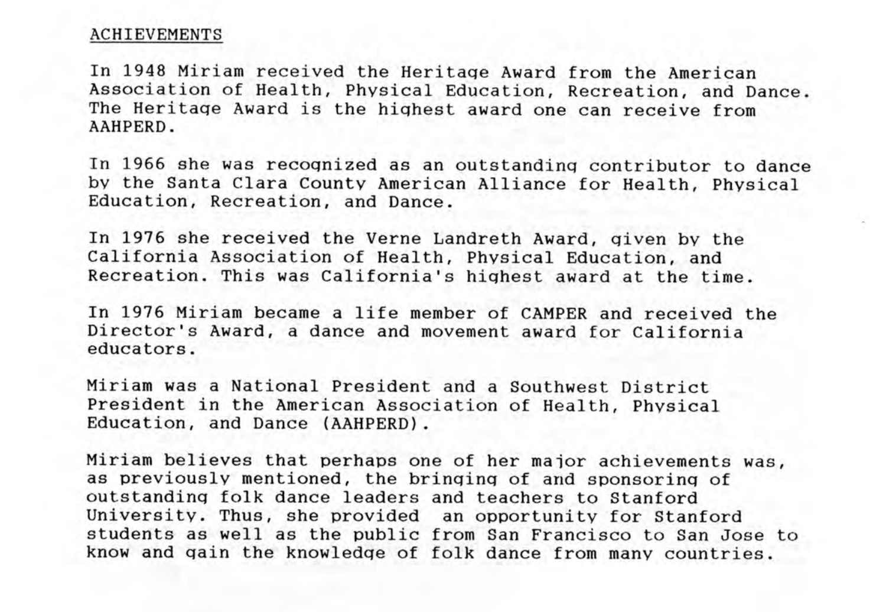## ACHIEVEMENTS

In 1948 Miriam received the Heritage Award from the American Association of Health, Physical Education, Recreation, and Dance. The Heritage Award is the highest award one can receive from AAHPERD.

In 1966 she was recognized as an outstanding contributor to dance by the Santa Clara County American Alliance for Health, Physical Education, Recreation, and Dance.

In 1976 she received the Verne Landreth Award, given by the California Association of Health, Physical Education, and Recreation. This was California's highest award at the time.

In 1976 Miriam became a life member of CAMPER and received the Director's Award, a dance and movement award for California educators.

Miriam was a National President and a Southwest District President in the American Association of Health, Physical Education, and Dance (AAHPERD).

Miriam believes that perhaps one of her major achievements was, as previously mentioned, the bringing of and sponsoring of outstanding folk dance leaders and teachers to Stanford University. Thus, she provided an opportunity for Stanford students as well as the public from San Francisco to San Jose to know and gain the knowledge of folk dance from many countries.